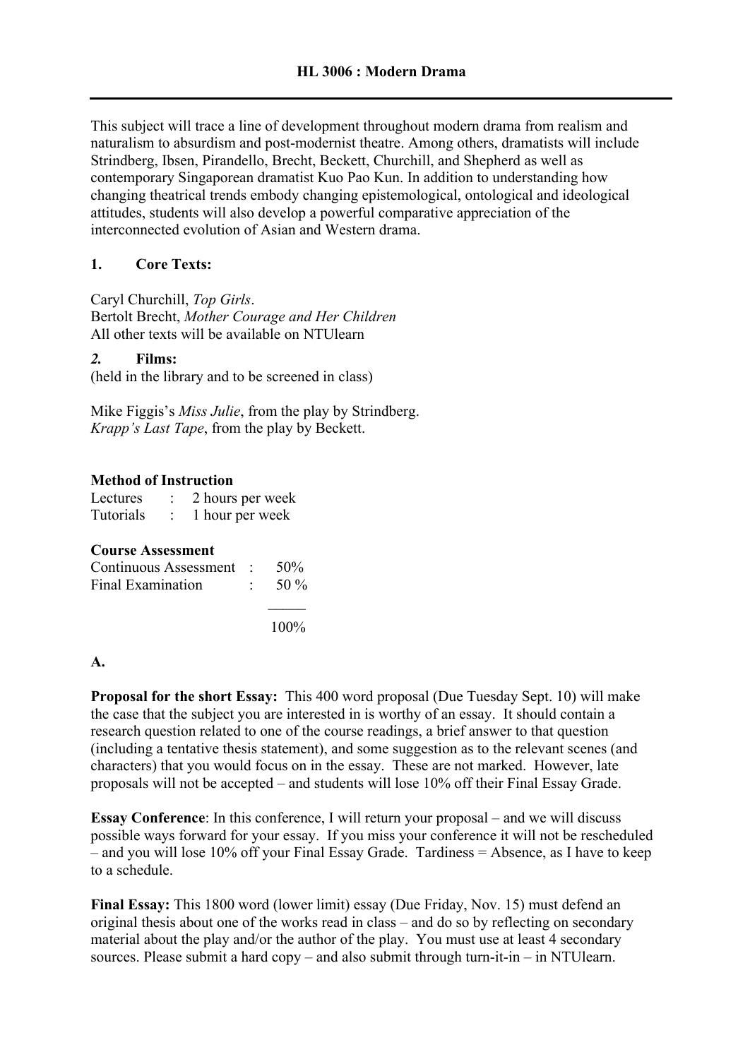# HL 3006 : Modern Drama

This subject will trace a line of development throughout modern drama from realism and naturalism to absurdism and post-modernist theatre. Among others, dramatists will include Strindberg, Ibsen, Pirandello, Brecht, Beckett, Churchill, and Shepherd as well as contemporary Singaporean dramatist Kuo Pao Kun. In addition to understanding how changing theatrical trends embody changing epistemological, ontological and ideological attitudes, students will also develop a powerful comparative appreciation of the interconnected evolution of Asian and Western drama.

## 1. Core Texts:

Caryl Churchill, *Top Girls*.
Bertolt Brecht, *Mother Courage and Her Children*
All other texts will be available on NTUlearn

## *2.* Films:

(held in the library and to be screened in class)

Mike Figgis's *Miss Julie*, from the play by Strindberg.
*Krapp's Last Tape*, from the play by Beckett.

**Method of Instruction**

| | | |
|---|---|---|
| Lectures | : | 2 hours per week |
| Tutorials | : | 1 hour per week |

**Course Assessment**

| | | |
|---|---|---|
| Continuous Assessment | : | 50% |
| Final Examination | : | 50 % |
| | | 100% |

**A.**

**Proposal for the short Essay:** This 400 word proposal (Due Tuesday Sept. 10) will make the case that the subject you are interested in is worthy of an essay. It should contain a research question related to one of the course readings, a brief answer to that question (including a tentative thesis statement), and some suggestion as to the relevant scenes (and characters) that you would focus on in the essay. These are not marked. However, late proposals will not be accepted – and students will lose 10% off their Final Essay Grade.

**Essay Conference**: In this conference, I will return your proposal – and we will discuss possible ways forward for your essay. If you miss your conference it will not be rescheduled – and you will lose 10% off your Final Essay Grade. Tardiness = Absence, as I have to keep to a schedule.

**Final Essay:** This 1800 word (lower limit) essay (Due Friday, Nov. 15) must defend an original thesis about one of the works read in class – and do so by reflecting on secondary material about the play and/or the author of the play. You must use at least 4 secondary sources. Please submit a hard copy – and also submit through turn-it-in – in NTUlearn.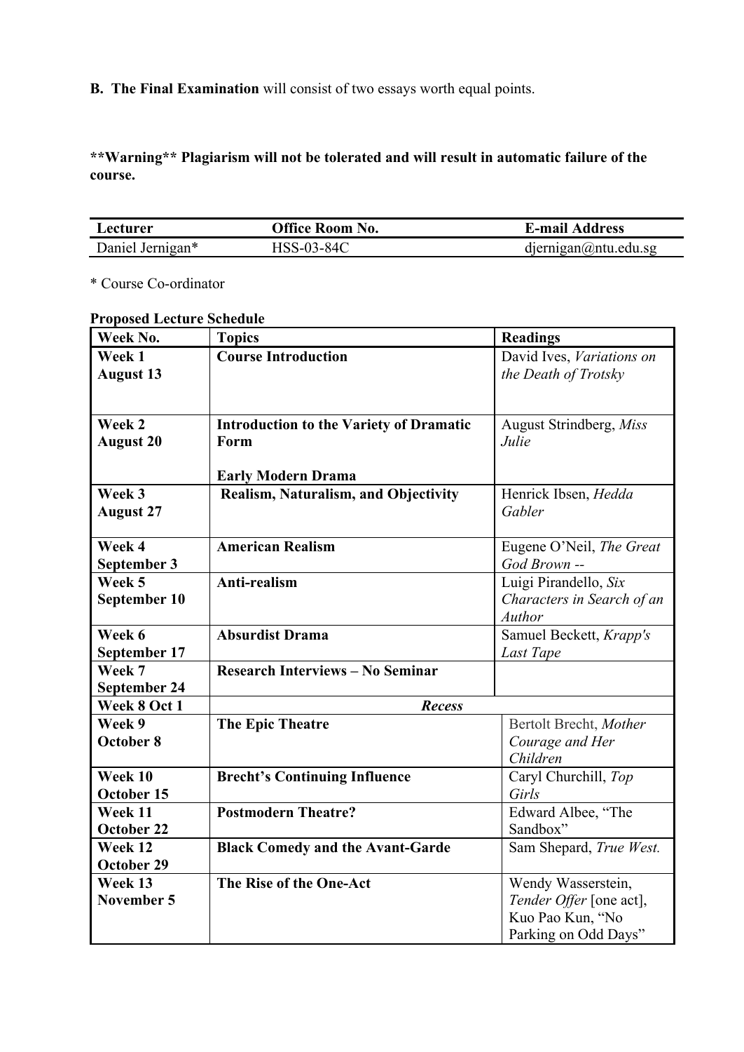**B. The Final Examination** will consist of two essays worth equal points.

****Warning** Plagiarism will not be tolerated and will result in automatic failure of the course.**

| Lecturer | Office Room No. | E-mail Address |
| --- | --- | --- |
| Daniel Jernigan* | HSS-03-84C | djernigan@ntu.edu.sg |

* Course Co-ordinator

**Proposed Lecture Schedule**

| Week No. | Topics | Readings |
| --- | --- | --- |
| **Week 1 August 13** | **Course Introduction** | David Ives, *Variations on the Death of Trotsky* |
| **Week 2 August 20** | **Introduction to the Variety of Dramatic Form**<br><br>**Early Modern Drama** | August Strindberg, *Miss Julie* |
| **Week 3 August 27** | **Realism, Naturalism, and Objectivity** | Henrick Ibsen, *Hedda Gabler* |
| **Week 4 September 3** | **American Realism** | Eugene O'Neil, *The Great God Brown* -- |
| **Week 5 September 10** | **Anti-realism** | Luigi Pirandello, *Six Characters in Search of an Author* |
| **Week 6 September 17** | **Absurdist Drama** | Samuel Beckett, *Krapp's Last Tape* |
| **Week 7 September 24** | **Research Interviews – No Seminar** | |
| **Week 8 Oct 1** | ***Recess*** | |
| **Week 9 October 8** | **The Epic Theatre** | Bertolt Brecht, *Mother Courage and Her Children* |
| **Week 10 October 15** | **Brecht's Continuing Influence** | Caryl Churchill, *Top Girls* |
| **Week 11 October 22** | **Postmodern Theatre?** | Edward Albee, "The Sandbox" |
| **Week 12 October 29** | **Black Comedy and the Avant-Garde** | Sam Shepard, *True West.* |
| **Week 13 November 5** | **The Rise of the One-Act** | Wendy Wasserstein, *Tender Offer* [one act], Kuo Pao Kun, "No Parking on Odd Days" |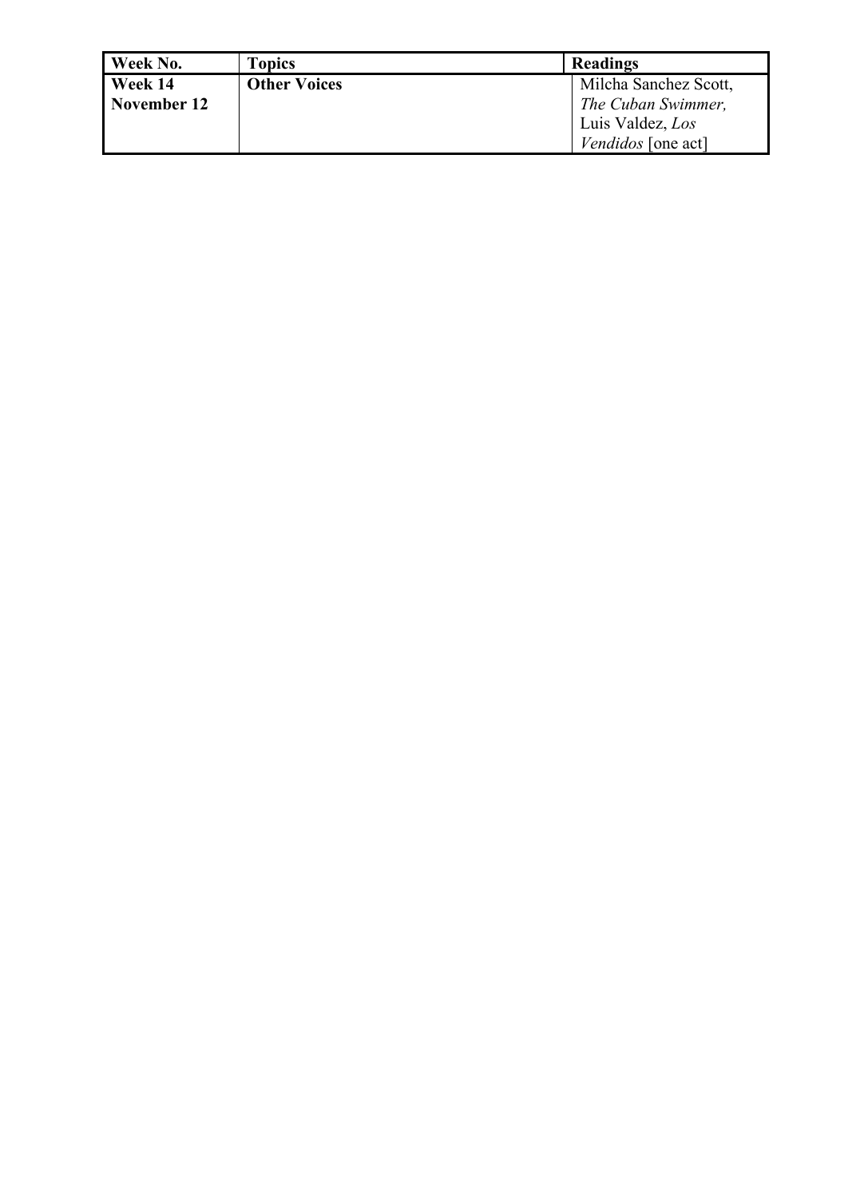| Week No. | Topics | Readings |
| --- | --- | --- |
| **Week 14**<br>**November 12** | **Other Voices** | Milcha Sanchez Scott, *The Cuban Swimmer,* Luis Valdez, *Los Vendidos* [one act] |